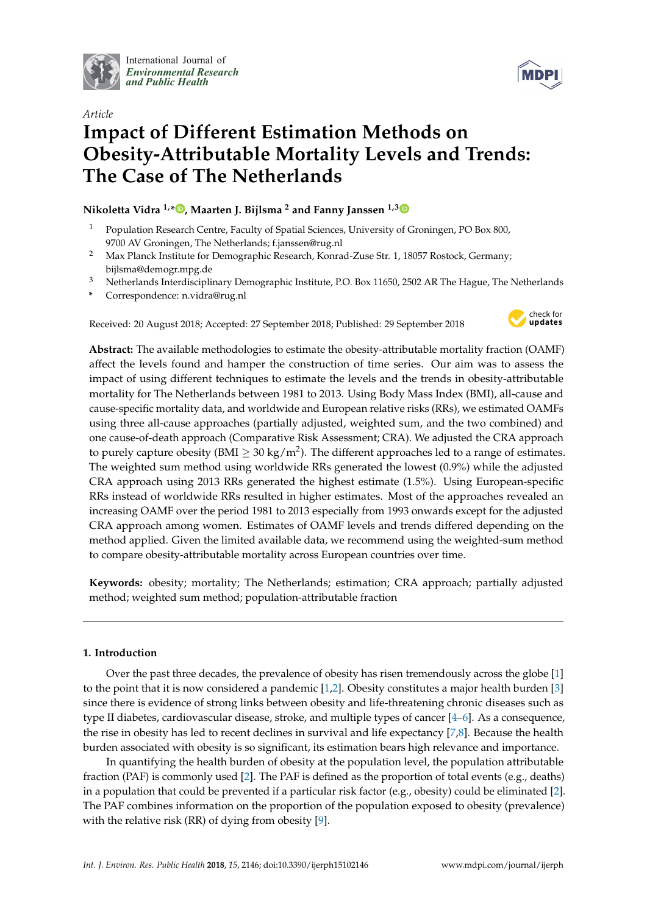International Journal of *Environmental Research and Public Health*

*Article*

# Impact of Different Estimation Methods on Obesity-Attributable Mortality Levels and Trends: The Case of The Netherlands

**Nikoletta Vidra [1,*], Maarten J. Bijlsma [2] and Fanny Janssen [1,3]**

1 Population Research Centre, Faculty of Spatial Sciences, University of Groningen, PO Box 800, 9700 AV Groningen, The Netherlands; f.janssen@rug.nl
2 Max Planck Institute for Demographic Research, Konrad-Zuse Str. 1, 18057 Rostock, Germany; bijlsma@demogr.mpg.de
3 Netherlands Interdisciplinary Demographic Institute, P.O. Box 11650, 2502 AR The Hague, The Netherlands
* Correspondence: n.vidra@rug.nl

Received: 20 August 2018; Accepted: 27 September 2018; Published: 29 September 2018

**Abstract:** The available methodologies to estimate the obesity-attributable mortality fraction (OAMF) affect the levels found and hamper the construction of time series. Our aim was to assess the impact of using different techniques to estimate the levels and the trends in obesity-attributable mortality for The Netherlands between 1981 to 2013. Using Body Mass Index (BMI), all-cause and cause-specific mortality data, and worldwide and European relative risks (RRs), we estimated OAMFs using three all-cause approaches (partially adjusted, weighted sum, and the two combined) and one cause-of-death approach (Comparative Risk Assessment; CRA). We adjusted the CRA approach to purely capture obesity (BMI $\geq 30$ kg/m$^2$). The different approaches led to a range of estimates. The weighted sum method using worldwide RRs generated the lowest (0.9%) while the adjusted CRA approach using 2013 RRs generated the highest estimate (1.5%). Using European-specific RRs instead of worldwide RRs resulted in higher estimates. Most of the approaches revealed an increasing OAMF over the period 1981 to 2013 especially from 1993 onwards except for the adjusted CRA approach among women. Estimates of OAMF levels and trends differed depending on the method applied. Given the limited available data, we recommend using the weighted-sum method to compare obesity-attributable mortality across European countries over time.

**Keywords:** obesity; mortality; The Netherlands; estimation; CRA approach; partially adjusted method; weighted sum method; population-attributable fraction

## 1. Introduction

Over the past three decades, the prevalence of obesity has risen tremendously across the globe [1] to the point that it is now considered a pandemic [1,2]. Obesity constitutes a major health burden [3] since there is evidence of strong links between obesity and life-threatening chronic diseases such as type II diabetes, cardiovascular disease, stroke, and multiple types of cancer [4–6]. As a consequence, the rise in obesity has led to recent declines in survival and life expectancy [7,8]. Because the health burden associated with obesity is so significant, its estimation bears high relevance and importance.

In quantifying the health burden of obesity at the population level, the population attributable fraction (PAF) is commonly used [2]. The PAF is defined as the proportion of total events (e.g., deaths) in a population that could be prevented if a particular risk factor (e.g., obesity) could be eliminated [2]. The PAF combines information on the proportion of the population exposed to obesity (prevalence) with the relative risk (RR) of dying from obesity [9].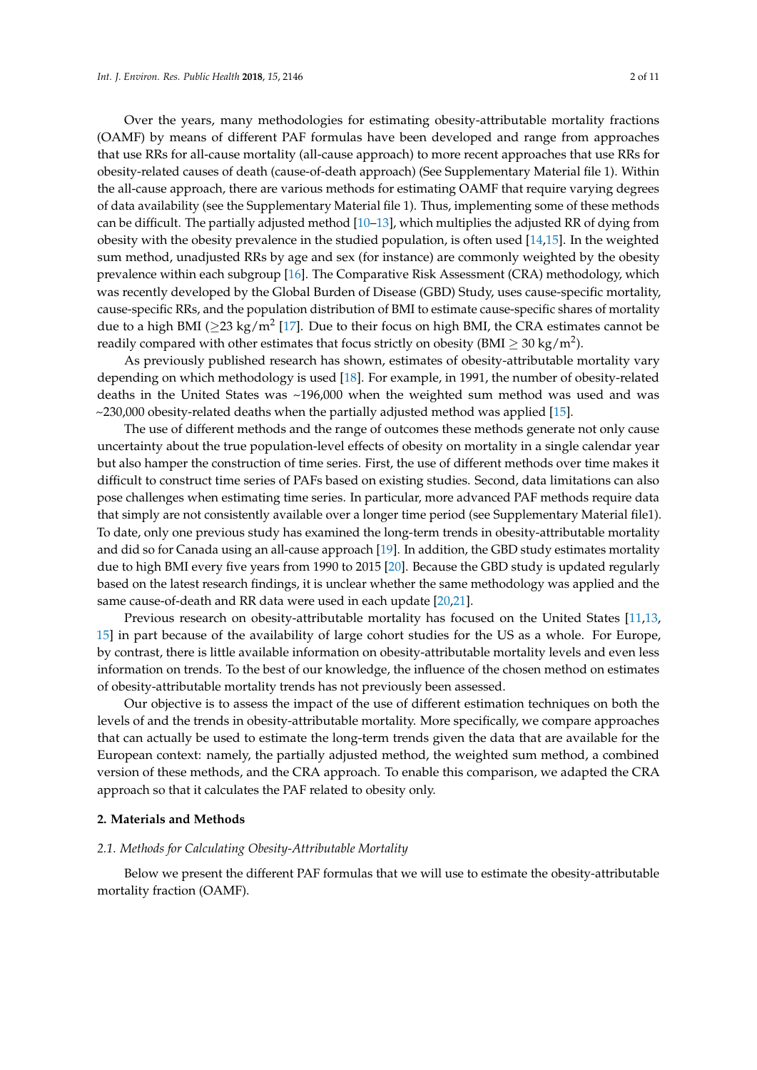Over the years, many methodologies for estimating obesity-attributable mortality fractions (OAMF) by means of different PAF formulas have been developed and range from approaches that use RRs for all-cause mortality (all-cause approach) to more recent approaches that use RRs for obesity-related causes of death (cause-of-death approach) (See Supplementary Material file 1). Within the all-cause approach, there are various methods for estimating OAMF that require varying degrees of data availability (see the Supplementary Material file 1). Thus, implementing some of these methods can be difficult. The partially adjusted method [10–13], which multiplies the adjusted RR of dying from obesity with the obesity prevalence in the studied population, is often used [14,15]. In the weighted sum method, unadjusted RRs by age and sex (for instance) are commonly weighted by the obesity prevalence within each subgroup [16]. The Comparative Risk Assessment (CRA) methodology, which was recently developed by the Global Burden of Disease (GBD) Study, uses cause-specific mortality, cause-specific RRs, and the population distribution of BMI to estimate cause-specific shares of mortality due to a high BMI ($\geq$23 kg/m$^2$ [17]. Due to their focus on high BMI, the CRA estimates cannot be readily compared with other estimates that focus strictly on obesity (BMI $\geq$ 30 kg/m$^2$).

As previously published research has shown, estimates of obesity-attributable mortality vary depending on which methodology is used [18]. For example, in 1991, the number of obesity-related deaths in the United States was ~196,000 when the weighted sum method was used and was ~230,000 obesity-related deaths when the partially adjusted method was applied [15].

The use of different methods and the range of outcomes these methods generate not only cause uncertainty about the true population-level effects of obesity on mortality in a single calendar year but also hamper the construction of time series. First, the use of different methods over time makes it difficult to construct time series of PAFs based on existing studies. Second, data limitations can also pose challenges when estimating time series. In particular, more advanced PAF methods require data that simply are not consistently available over a longer time period (see Supplementary Material file1). To date, only one previous study has examined the long-term trends in obesity-attributable mortality and did so for Canada using an all-cause approach [19]. In addition, the GBD study estimates mortality due to high BMI every five years from 1990 to 2015 [20]. Because the GBD study is updated regularly based on the latest research findings, it is unclear whether the same methodology was applied and the same cause-of-death and RR data were used in each update [20,21].

Previous research on obesity-attributable mortality has focused on the United States [11,13, 15] in part because of the availability of large cohort studies for the US as a whole. For Europe, by contrast, there is little available information on obesity-attributable mortality levels and even less information on trends. To the best of our knowledge, the influence of the chosen method on estimates of obesity-attributable mortality trends has not previously been assessed.

Our objective is to assess the impact of the use of different estimation techniques on both the levels of and the trends in obesity-attributable mortality. More specifically, we compare approaches that can actually be used to estimate the long-term trends given the data that are available for the European context: namely, the partially adjusted method, the weighted sum method, a combined version of these methods, and the CRA approach. To enable this comparison, we adapted the CRA approach so that it calculates the PAF related to obesity only.

## 2. Materials and Methods

### *2.1. Methods for Calculating Obesity-Attributable Mortality*

Below we present the different PAF formulas that we will use to estimate the obesity-attributable mortality fraction (OAMF).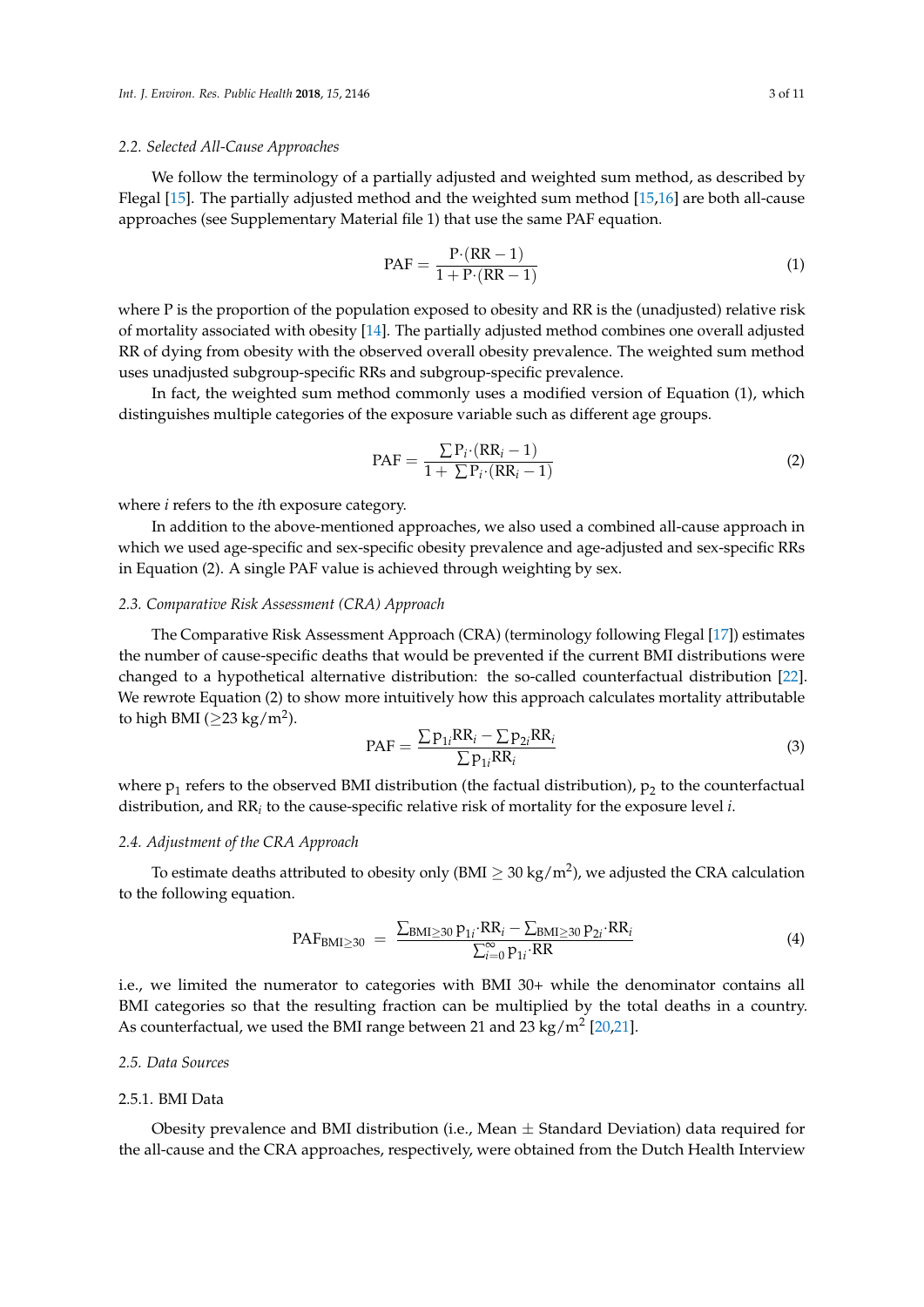### 2.2. Selected All-Cause Approaches

We follow the terminology of a partially adjusted and weighted sum method, as described by Flegal [15]. The partially adjusted method and the weighted sum method [15,16] are both all-cause approaches (see Supplementary Material file 1) that use the same PAF equation.

$$\mathrm{PAF} = \frac{\mathrm{P}\cdot(\mathrm{RR}-1)}{1+\mathrm{P}\cdot(\mathrm{RR}-1)} \tag{1}$$

where P is the proportion of the population exposed to obesity and RR is the (unadjusted) relative risk of mortality associated with obesity [14]. The partially adjusted method combines one overall adjusted RR of dying from obesity with the observed overall obesity prevalence. The weighted sum method uses unadjusted subgroup-specific RRs and subgroup-specific prevalence.

In fact, the weighted sum method commonly uses a modified version of Equation (1), which distinguishes multiple categories of the exposure variable such as different age groups.

$$\mathrm{PAF} = \frac{\sum \mathrm{P}_i\cdot(\mathrm{RR}_i-1)}{1+\sum \mathrm{P}_i\cdot(\mathrm{RR}_i-1)} \tag{2}$$

where $i$ refers to the $i$th exposure category.

In addition to the above-mentioned approaches, we also used a combined all-cause approach in which we used age-specific and sex-specific obesity prevalence and age-adjusted and sex-specific RRs in Equation (2). A single PAF value is achieved through weighting by sex.

### 2.3. Comparative Risk Assessment (CRA) Approach

The Comparative Risk Assessment Approach (CRA) (terminology following Flegal [17]) estimates the number of cause-specific deaths that would be prevented if the current BMI distributions were changed to a hypothetical alternative distribution: the so-called counterfactual distribution [22]. We rewrote Equation (2) to show more intuitively how this approach calculates mortality attributable to high BMI ($\geq$23 kg/m$^2$).

$$\mathrm{PAF} = \frac{\sum \mathrm{p}_{1i}\mathrm{RR}_i - \sum \mathrm{p}_{2i}\mathrm{RR}_i}{\sum \mathrm{p}_{1i}\mathrm{RR}_i} \tag{3}$$

where $\mathrm{p}_1$ refers to the observed BMI distribution (the factual distribution), $\mathrm{p}_2$ to the counterfactual distribution, and $\mathrm{RR}_i$ to the cause-specific relative risk of mortality for the exposure level $i$.

### 2.4. Adjustment of the CRA Approach

To estimate deaths attributed to obesity only (BMI $\geq$ 30 kg/m$^2$), we adjusted the CRA calculation to the following equation.

$$\mathrm{PAF}_{\mathrm{BMI}\geq 30} = \frac{\sum_{\mathrm{BMI}\geq 30} \mathrm{p}_{1i}\cdot\mathrm{RR}_i - \sum_{\mathrm{BMI}\geq 30} \mathrm{p}_{2i}\cdot\mathrm{RR}_i}{\sum_{i=0}^{\infty} \mathrm{p}_{1i}\cdot\mathrm{RR}} \tag{4}$$

i.e., we limited the numerator to categories with BMI 30+ while the denominator contains all BMI categories so that the resulting fraction can be multiplied by the total deaths in a country. As counterfactual, we used the BMI range between 21 and 23 kg/m$^2$ [20,21].

### 2.5. Data Sources

#### 2.5.1. BMI Data

Obesity prevalence and BMI distribution (i.e., Mean $\pm$ Standard Deviation) data required for the all-cause and the CRA approaches, respectively, were obtained from the Dutch Health Interview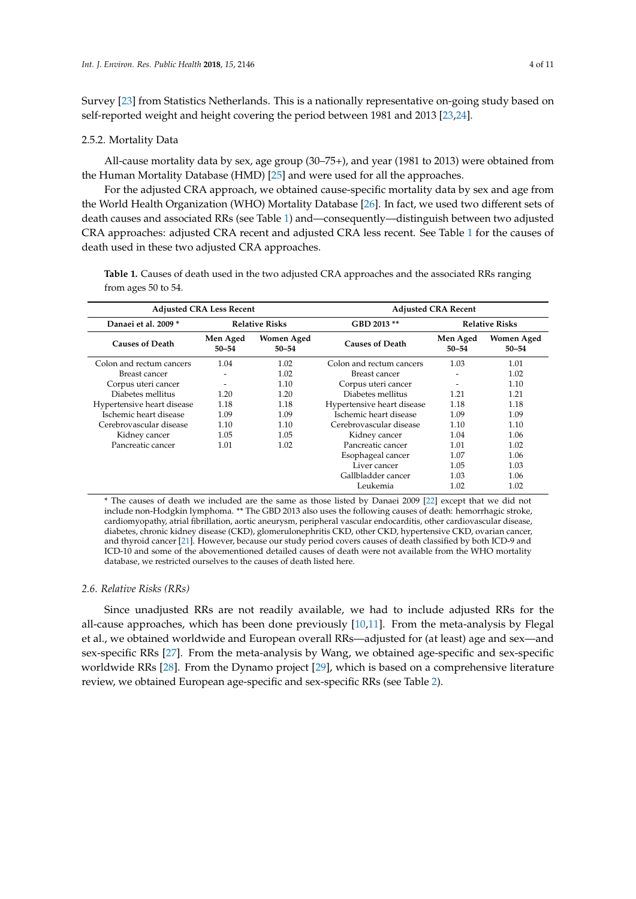Survey [23] from Statistics Netherlands. This is a nationally representative on-going study based on self-reported weight and height covering the period between 1981 and 2013 [23,24].

#### 2.5.2. Mortality Data

All-cause mortality data by sex, age group (30–75+), and year (1981 to 2013) were obtained from the Human Mortality Database (HMD) [25] and were used for all the approaches.

For the adjusted CRA approach, we obtained cause-specific mortality data by sex and age from the World Health Organization (WHO) Mortality Database [26]. In fact, we used two different sets of death causes and associated RRs (see Table 1) and—consequently—distinguish between two adjusted CRA approaches: adjusted CRA recent and adjusted CRA less recent. See Table 1 for the causes of death used in these two adjusted CRA approaches.

**Table 1.** Causes of death used in the two adjusted CRA approaches and the associated RRs ranging from ages 50 to 54.

| Adjusted CRA Less Recent | | | Adjusted CRA Recent | | |
|---|---|---|---|---|---|
| **Danaei et al. 2009 *** | **Relative Risks** | | **GBD 2013 **** | **Relative Risks** | |
| **Causes of Death** | **Men Aged 50–54** | **Women Aged 50–54** | **Causes of Death** | **Men Aged 50–54** | **Women Aged 50–54** |
| Colon and rectum cancers | 1.04 | 1.02 | Colon and rectum cancers | 1.03 | 1.01 |
| Breast cancer | - | 1.02 | Breast cancer | - | 1.02 |
| Corpus uteri cancer | - | 1.10 | Corpus uteri cancer | - | 1.10 |
| Diabetes mellitus | 1.20 | 1.20 | Diabetes mellitus | 1.21 | 1.21 |
| Hypertensive heart disease | 1.18 | 1.18 | Hypertensive heart disease | 1.18 | 1.18 |
| Ischemic heart disease | 1.09 | 1.09 | Ischemic heart disease | 1.09 | 1.09 |
| Cerebrovascular disease | 1.10 | 1.10 | Cerebrovascular disease | 1.10 | 1.10 |
| Kidney cancer | 1.05 | 1.05 | Kidney cancer | 1.04 | 1.06 |
| Pancreatic cancer | 1.01 | 1.02 | Pancreatic cancer | 1.01 | 1.02 |
| | | | Esophageal cancer | 1.07 | 1.06 |
| | | | Liver cancer | 1.05 | 1.03 |
| | | | Gallbladder cancer | 1.03 | 1.06 |
| | | | Leukemia | 1.02 | 1.02 |

* The causes of death we included are the same as those listed by Danaei 2009 [22] except that we did not include non-Hodgkin lymphoma. ** The GBD 2013 also uses the following causes of death: hemorrhagic stroke, cardiomyopathy, atrial fibrillation, aortic aneurysm, peripheral vascular endocarditis, other cardiovascular disease, diabetes, chronic kidney disease (CKD), glomerulonephritis CKD, other CKD, hypertensive CKD, ovarian cancer, and thyroid cancer [21]. However, because our study period covers causes of death classified by both ICD-9 and ICD-10 and some of the abovementioned detailed causes of death were not available from the WHO mortality database, we restricted ourselves to the causes of death listed here.

### *2.6. Relative Risks (RRs)*

Since unadjusted RRs are not readily available, we had to include adjusted RRs for the all-cause approaches, which has been done previously [10,11]. From the meta-analysis by Flegal et al., we obtained worldwide and European overall RRs—adjusted for (at least) age and sex—and sex-specific RRs [27]. From the meta-analysis by Wang, we obtained age-specific and sex-specific worldwide RRs [28]. From the Dynamo project [29], which is based on a comprehensive literature review, we obtained European age-specific and sex-specific RRs (see Table 2).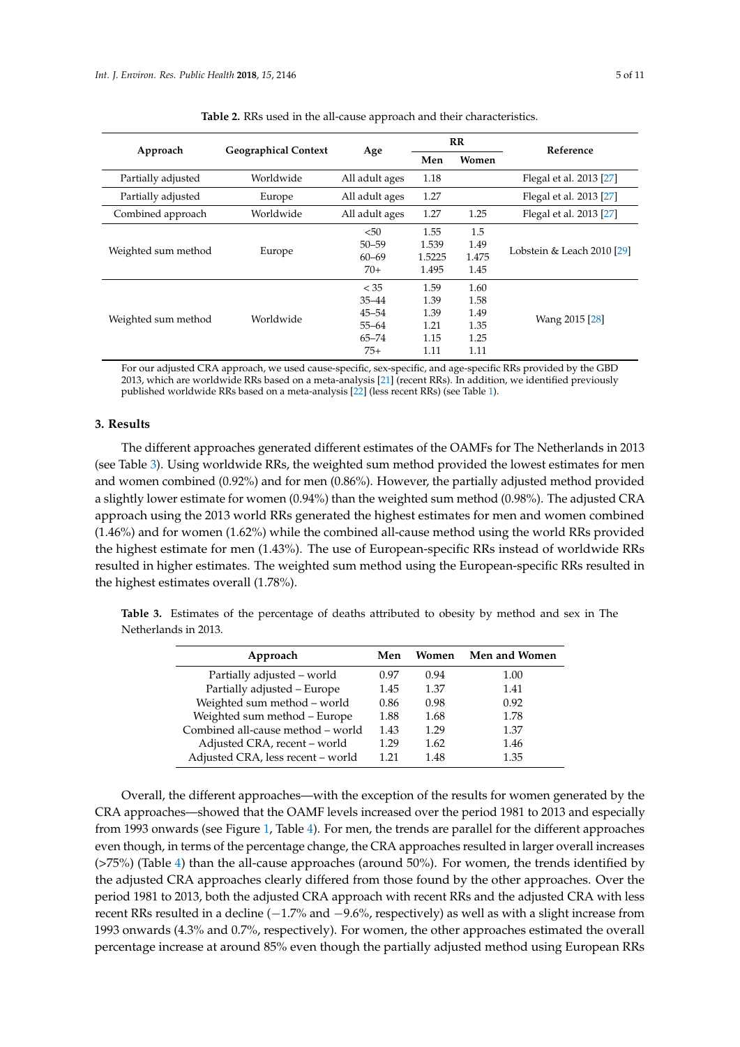**Table 2.** RRs used in the all-cause approach and their characteristics.

| Approach | Geographical Context | Age | RR | | Reference |
|---|---|---|---|---|---|
| | | | Men | Women | |
| Partially adjusted | Worldwide | All adult ages | 1.18 | | Flegal et al. 2013 [27] |
| Partially adjusted | Europe | All adult ages | 1.27 | | Flegal et al. 2013 [27] |
| Combined approach | Worldwide | All adult ages | 1.27 | 1.25 | Flegal et al. 2013 [27] |
| Weighted sum method | Europe | <50<br>50–59<br>60–69<br>70+ | 1.55<br>1.539<br>1.5225<br>1.495 | 1.5<br>1.49<br>1.475<br>1.45 | Lobstein & Leach 2010 [29] |
| Weighted sum method | Worldwide | < 35<br>35–44<br>45–54<br>55–64<br>65–74<br>75+ | 1.59<br>1.39<br>1.39<br>1.21<br>1.15<br>1.11 | 1.60<br>1.58<br>1.49<br>1.35<br>1.25<br>1.11 | Wang 2015 [28] |

For our adjusted CRA approach, we used cause-specific, sex-specific, and age-specific RRs provided by the GBD 2013, which are worldwide RRs based on a meta-analysis [21] (recent RRs). In addition, we identified previously published worldwide RRs based on a meta-analysis [22] (less recent RRs) (see Table 1).

## 3. Results

The different approaches generated different estimates of the OAMFs for The Netherlands in 2013 (see Table 3). Using worldwide RRs, the weighted sum method provided the lowest estimates for men and women combined (0.92%) and for men (0.86%). However, the partially adjusted method provided a slightly lower estimate for women (0.94%) than the weighted sum method (0.98%). The adjusted CRA approach using the 2013 world RRs generated the highest estimates for men and women combined (1.46%) and for women (1.62%) while the combined all-cause method using the world RRs provided the highest estimate for men (1.43%). The use of European-specific RRs instead of worldwide RRs resulted in higher estimates. The weighted sum method using the European-specific RRs resulted in the highest estimates overall (1.78%).

**Table 3.** Estimates of the percentage of deaths attributed to obesity by method and sex in The Netherlands in 2013.

| Approach | Men | Women | Men and Women |
|---|---|---|---|
| Partially adjusted – world | 0.97 | 0.94 | 1.00 |
| Partially adjusted – Europe | 1.45 | 1.37 | 1.41 |
| Weighted sum method – world | 0.86 | 0.98 | 0.92 |
| Weighted sum method – Europe | 1.88 | 1.68 | 1.78 |
| Combined all-cause method – world | 1.43 | 1.29 | 1.37 |
| Adjusted CRA, recent – world | 1.29 | 1.62 | 1.46 |
| Adjusted CRA, less recent – world | 1.21 | 1.48 | 1.35 |

Overall, the different approaches—with the exception of the results for women generated by the CRA approaches—showed that the OAMF levels increased over the period 1981 to 2013 and especially from 1993 onwards (see Figure 1, Table 4). For men, the trends are parallel for the different approaches even though, in terms of the percentage change, the CRA approaches resulted in larger overall increases (>75%) (Table 4) than the all-cause approaches (around 50%). For women, the trends identified by the adjusted CRA approaches clearly differed from those found by the other approaches. Over the period 1981 to 2013, both the adjusted CRA approach with recent RRs and the adjusted CRA with less recent RRs resulted in a decline (−1.7% and −9.6%, respectively) as well as with a slight increase from 1993 onwards (4.3% and 0.7%, respectively). For women, the other approaches estimated the overall percentage increase at around 85% even though the partially adjusted method using European RRs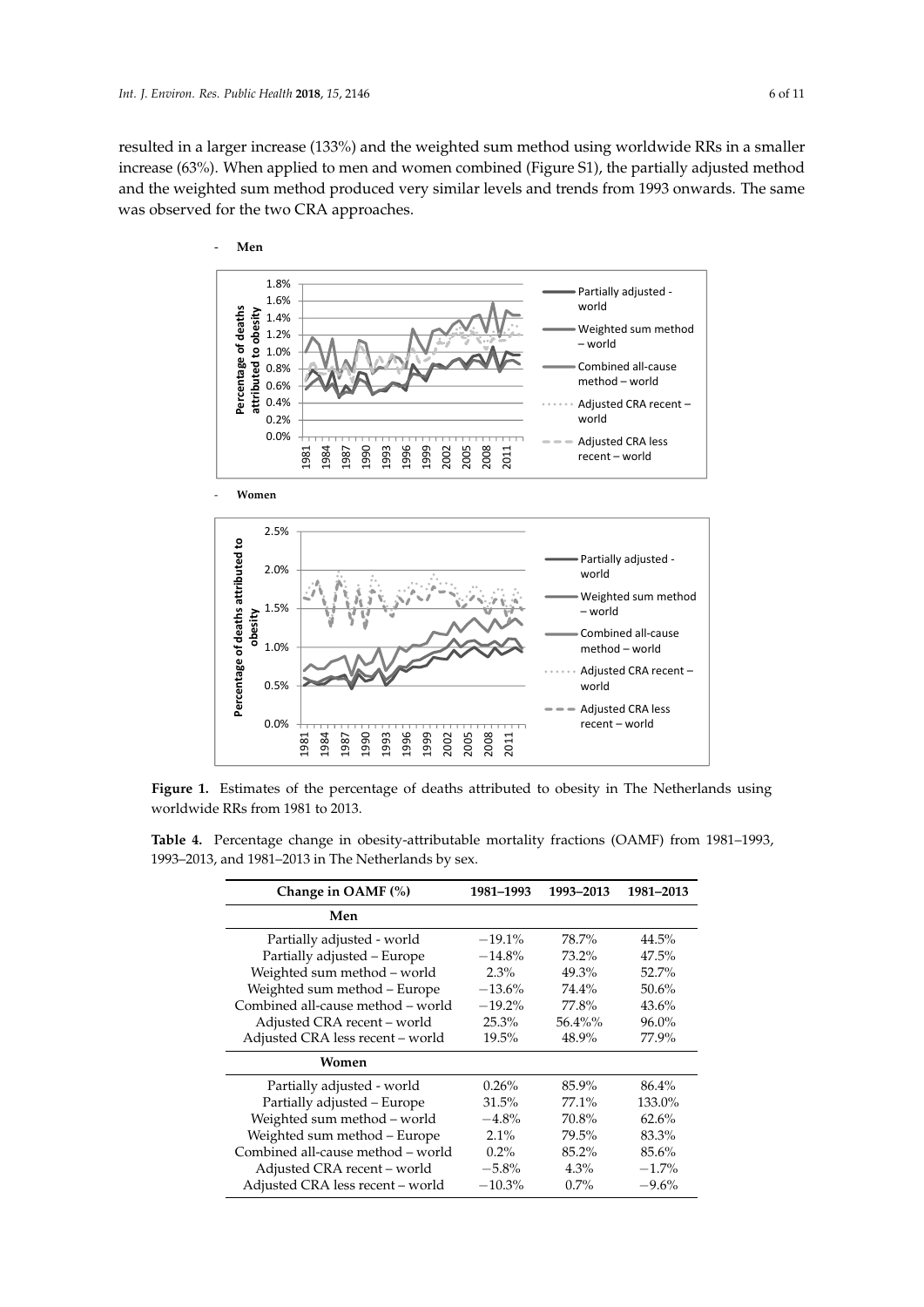resulted in a larger increase (133%) and the weighted sum method using worldwide RRs in a smaller increase (63%). When applied to men and women combined (Figure S1), the partially adjusted method and the weighted sum method produced very similar levels and trends from 1993 onwards. The same was observed for the two CRA approaches.

- **Men**

- **Women**

**Figure 1.** Estimates of the percentage of deaths attributed to obesity in The Netherlands using worldwide RRs from 1981 to 2013.

**Table 4.** Percentage change in obesity-attributable mortality fractions (OAMF) from 1981–1993, 1993–2013, and 1981–2013 in The Netherlands by sex.

| Change in OAMF (%) | 1981–1993 | 1993–2013 | 1981–2013 |
|---|---|---|---|
| **Men** | | | |
| Partially adjusted - world | −19.1% | 78.7% | 44.5% |
| Partially adjusted – Europe | −14.8% | 73.2% | 47.5% |
| Weighted sum method – world | 2.3% | 49.3% | 52.7% |
| Weighted sum method – Europe | −13.6% | 74.4% | 50.6% |
| Combined all-cause method – world | −19.2% | 77.8% | 43.6% |
| Adjusted CRA recent – world | 25.3% | 56.4%% | 96.0% |
| Adjusted CRA less recent – world | 19.5% | 48.9% | 77.9% |
| **Women** | | | |
| Partially adjusted - world | 0.26% | 85.9% | 86.4% |
| Partially adjusted – Europe | 31.5% | 77.1% | 133.0% |
| Weighted sum method – world | −4.8% | 70.8% | 62.6% |
| Weighted sum method – Europe | 2.1% | 79.5% | 83.3% |
| Combined all-cause method – world | 0.2% | 85.2% | 85.6% |
| Adjusted CRA recent – world | −5.8% | 4.3% | −1.7% |
| Adjusted CRA less recent – world | −10.3% | 0.7% | −9.6% |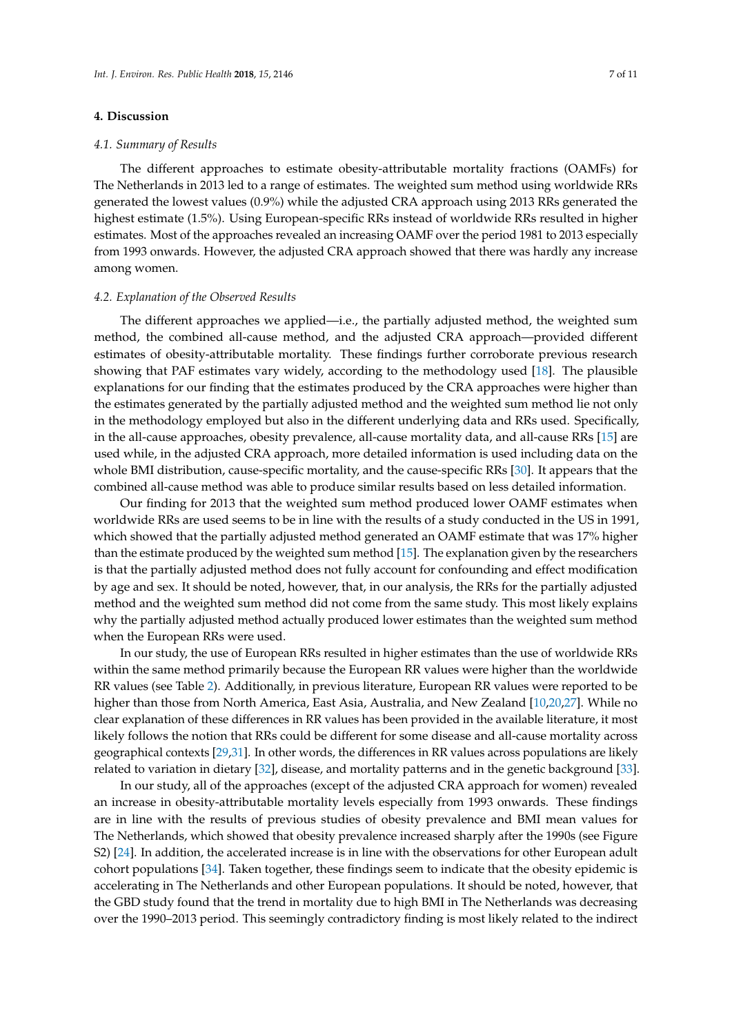## 4. Discussion

### 4.1. Summary of Results

The different approaches to estimate obesity-attributable mortality fractions (OAMFs) for The Netherlands in 2013 led to a range of estimates. The weighted sum method using worldwide RRs generated the lowest values (0.9%) while the adjusted CRA approach using 2013 RRs generated the highest estimate (1.5%). Using European-specific RRs instead of worldwide RRs resulted in higher estimates. Most of the approaches revealed an increasing OAMF over the period 1981 to 2013 especially from 1993 onwards. However, the adjusted CRA approach showed that there was hardly any increase among women.

### 4.2. Explanation of the Observed Results

The different approaches we applied—i.e., the partially adjusted method, the weighted sum method, the combined all-cause method, and the adjusted CRA approach—provided different estimates of obesity-attributable mortality. These findings further corroborate previous research showing that PAF estimates vary widely, according to the methodology used [18]. The plausible explanations for our finding that the estimates produced by the CRA approaches were higher than the estimates generated by the partially adjusted method and the weighted sum method lie not only in the methodology employed but also in the different underlying data and RRs used. Specifically, in the all-cause approaches, obesity prevalence, all-cause mortality data, and all-cause RRs [15] are used while, in the adjusted CRA approach, more detailed information is used including data on the whole BMI distribution, cause-specific mortality, and the cause-specific RRs [30]. It appears that the combined all-cause method was able to produce similar results based on less detailed information.

Our finding for 2013 that the weighted sum method produced lower OAMF estimates when worldwide RRs are used seems to be in line with the results of a study conducted in the US in 1991, which showed that the partially adjusted method generated an OAMF estimate that was 17% higher than the estimate produced by the weighted sum method [15]. The explanation given by the researchers is that the partially adjusted method does not fully account for confounding and effect modification by age and sex. It should be noted, however, that, in our analysis, the RRs for the partially adjusted method and the weighted sum method did not come from the same study. This most likely explains why the partially adjusted method actually produced lower estimates than the weighted sum method when the European RRs were used.

In our study, the use of European RRs resulted in higher estimates than the use of worldwide RRs within the same method primarily because the European RR values were higher than the worldwide RR values (see Table 2). Additionally, in previous literature, European RR values were reported to be higher than those from North America, East Asia, Australia, and New Zealand [10,20,27]. While no clear explanation of these differences in RR values has been provided in the available literature, it most likely follows the notion that RRs could be different for some disease and all-cause mortality across geographical contexts [29,31]. In other words, the differences in RR values across populations are likely related to variation in dietary [32], disease, and mortality patterns and in the genetic background [33].

In our study, all of the approaches (except of the adjusted CRA approach for women) revealed an increase in obesity-attributable mortality levels especially from 1993 onwards. These findings are in line with the results of previous studies of obesity prevalence and BMI mean values for The Netherlands, which showed that obesity prevalence increased sharply after the 1990s (see Figure S2) [24]. In addition, the accelerated increase is in line with the observations for other European adult cohort populations [34]. Taken together, these findings seem to indicate that the obesity epidemic is accelerating in The Netherlands and other European populations. It should be noted, however, that the GBD study found that the trend in mortality due to high BMI in The Netherlands was decreasing over the 1990–2013 period. This seemingly contradictory finding is most likely related to the indirect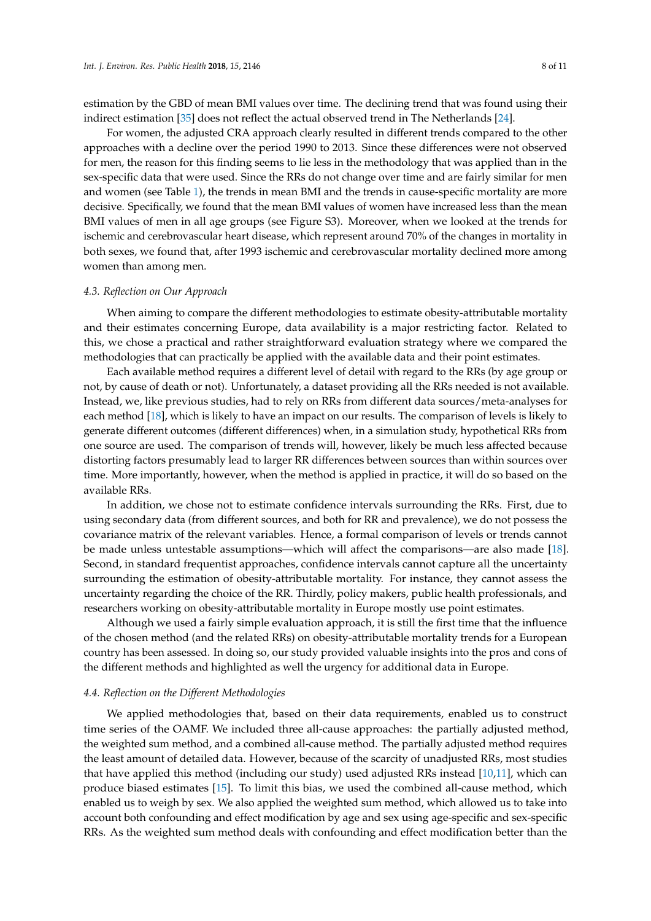estimation by the GBD of mean BMI values over time. The declining trend that was found using their indirect estimation [35] does not reflect the actual observed trend in The Netherlands [24].

For women, the adjusted CRA approach clearly resulted in different trends compared to the other approaches with a decline over the period 1990 to 2013. Since these differences were not observed for men, the reason for this finding seems to lie less in the methodology that was applied than in the sex-specific data that were used. Since the RRs do not change over time and are fairly similar for men and women (see Table 1), the trends in mean BMI and the trends in cause-specific mortality are more decisive. Specifically, we found that the mean BMI values of women have increased less than the mean BMI values of men in all age groups (see Figure S3). Moreover, when we looked at the trends for ischemic and cerebrovascular heart disease, which represent around 70% of the changes in mortality in both sexes, we found that, after 1993 ischemic and cerebrovascular mortality declined more among women than among men.

### *4.3. Reflection on Our Approach*

When aiming to compare the different methodologies to estimate obesity-attributable mortality and their estimates concerning Europe, data availability is a major restricting factor. Related to this, we chose a practical and rather straightforward evaluation strategy where we compared the methodologies that can practically be applied with the available data and their point estimates.

Each available method requires a different level of detail with regard to the RRs (by age group or not, by cause of death or not). Unfortunately, a dataset providing all the RRs needed is not available. Instead, we, like previous studies, had to rely on RRs from different data sources/meta-analyses for each method [18], which is likely to have an impact on our results. The comparison of levels is likely to generate different outcomes (different differences) when, in a simulation study, hypothetical RRs from one source are used. The comparison of trends will, however, likely be much less affected because distorting factors presumably lead to larger RR differences between sources than within sources over time. More importantly, however, when the method is applied in practice, it will do so based on the available RRs.

In addition, we chose not to estimate confidence intervals surrounding the RRs. First, due to using secondary data (from different sources, and both for RR and prevalence), we do not possess the covariance matrix of the relevant variables. Hence, a formal comparison of levels or trends cannot be made unless untestable assumptions—which will affect the comparisons—are also made [18]. Second, in standard frequentist approaches, confidence intervals cannot capture all the uncertainty surrounding the estimation of obesity-attributable mortality. For instance, they cannot assess the uncertainty regarding the choice of the RR. Thirdly, policy makers, public health professionals, and researchers working on obesity-attributable mortality in Europe mostly use point estimates.

Although we used a fairly simple evaluation approach, it is still the first time that the influence of the chosen method (and the related RRs) on obesity-attributable mortality trends for a European country has been assessed. In doing so, our study provided valuable insights into the pros and cons of the different methods and highlighted as well the urgency for additional data in Europe.

### *4.4. Reflection on the Different Methodologies*

We applied methodologies that, based on their data requirements, enabled us to construct time series of the OAMF. We included three all-cause approaches: the partially adjusted method, the weighted sum method, and a combined all-cause method. The partially adjusted method requires the least amount of detailed data. However, because of the scarcity of unadjusted RRs, most studies that have applied this method (including our study) used adjusted RRs instead [10,11], which can produce biased estimates [15]. To limit this bias, we used the combined all-cause method, which enabled us to weigh by sex. We also applied the weighted sum method, which allowed us to take into account both confounding and effect modification by age and sex using age-specific and sex-specific RRs. As the weighted sum method deals with confounding and effect modification better than the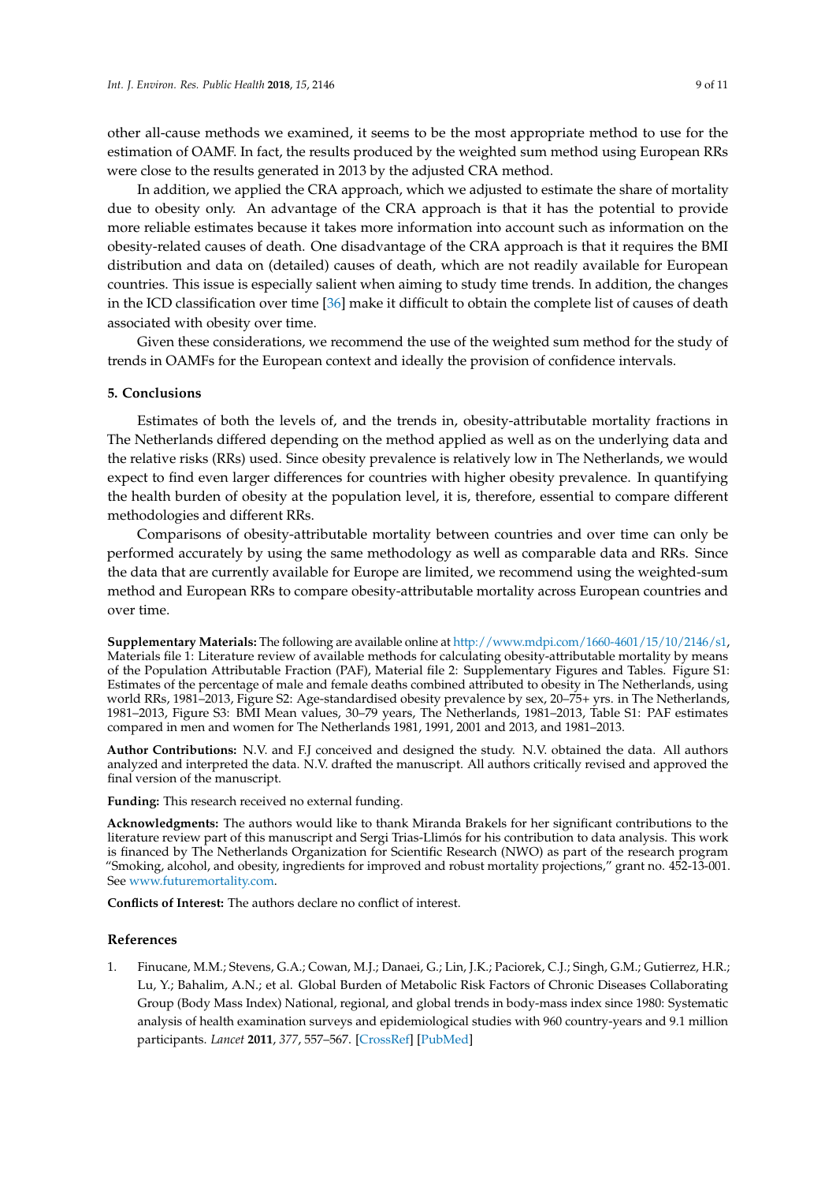other all-cause methods we examined, it seems to be the most appropriate method to use for the estimation of OAMF. In fact, the results produced by the weighted sum method using European RRs were close to the results generated in 2013 by the adjusted CRA method.

In addition, we applied the CRA approach, which we adjusted to estimate the share of mortality due to obesity only. An advantage of the CRA approach is that it has the potential to provide more reliable estimates because it takes more information into account such as information on the obesity-related causes of death. One disadvantage of the CRA approach is that it requires the BMI distribution and data on (detailed) causes of death, which are not readily available for European countries. This issue is especially salient when aiming to study time trends. In addition, the changes in the ICD classification over time [36] make it difficult to obtain the complete list of causes of death associated with obesity over time.

Given these considerations, we recommend the use of the weighted sum method for the study of trends in OAMFs for the European context and ideally the provision of confidence intervals.

## 5. Conclusions

Estimates of both the levels of, and the trends in, obesity-attributable mortality fractions in The Netherlands differed depending on the method applied as well as on the underlying data and the relative risks (RRs) used. Since obesity prevalence is relatively low in The Netherlands, we would expect to find even larger differences for countries with higher obesity prevalence. In quantifying the health burden of obesity at the population level, it is, therefore, essential to compare different methodologies and different RRs.

Comparisons of obesity-attributable mortality between countries and over time can only be performed accurately by using the same methodology as well as comparable data and RRs. Since the data that are currently available for Europe are limited, we recommend using the weighted-sum method and European RRs to compare obesity-attributable mortality across European countries and over time.

**Supplementary Materials:** The following are available online at http://www.mdpi.com/1660-4601/15/10/2146/s1, Materials file 1: Literature review of available methods for calculating obesity-attributable mortality by means of the Population Attributable Fraction (PAF), Material file 2: Supplementary Figures and Tables. Figure S1: Estimates of the percentage of male and female deaths combined attributed to obesity in The Netherlands, using world RRs, 1981–2013, Figure S2: Age-standardised obesity prevalence by sex, 20–75+ yrs. in The Netherlands, 1981–2013, Figure S3: BMI Mean values, 30–79 years, The Netherlands, 1981–2013, Table S1: PAF estimates compared in men and women for The Netherlands 1981, 1991, 2001 and 2013, and 1981–2013.

**Author Contributions:** N.V. and F.J conceived and designed the study. N.V. obtained the data. All authors analyzed and interpreted the data. N.V. drafted the manuscript. All authors critically revised and approved the final version of the manuscript.

**Funding:** This research received no external funding.

**Acknowledgments:** The authors would like to thank Miranda Brakels for her significant contributions to the literature review part of this manuscript and Sergi Trias-Llimós for his contribution to data analysis. This work is financed by The Netherlands Organization for Scientific Research (NWO) as part of the research program "Smoking, alcohol, and obesity, ingredients for improved and robust mortality projections," grant no. 452-13-001. See www.futuremortality.com.

**Conflicts of Interest:** The authors declare no conflict of interest.

## References

1. Finucane, M.M.; Stevens, G.A.; Cowan, M.J.; Danaei, G.; Lin, J.K.; Paciorek, C.J.; Singh, G.M.; Gutierrez, H.R.; Lu, Y.; Bahalim, A.N.; et al. Global Burden of Metabolic Risk Factors of Chronic Diseases Collaborating Group (Body Mass Index) National, regional, and global trends in body-mass index since 1980: Systematic analysis of health examination surveys and epidemiological studies with 960 country-years and 9.1 million participants. *Lancet* **2011**, *377*, 557–567. [CrossRef] [PubMed]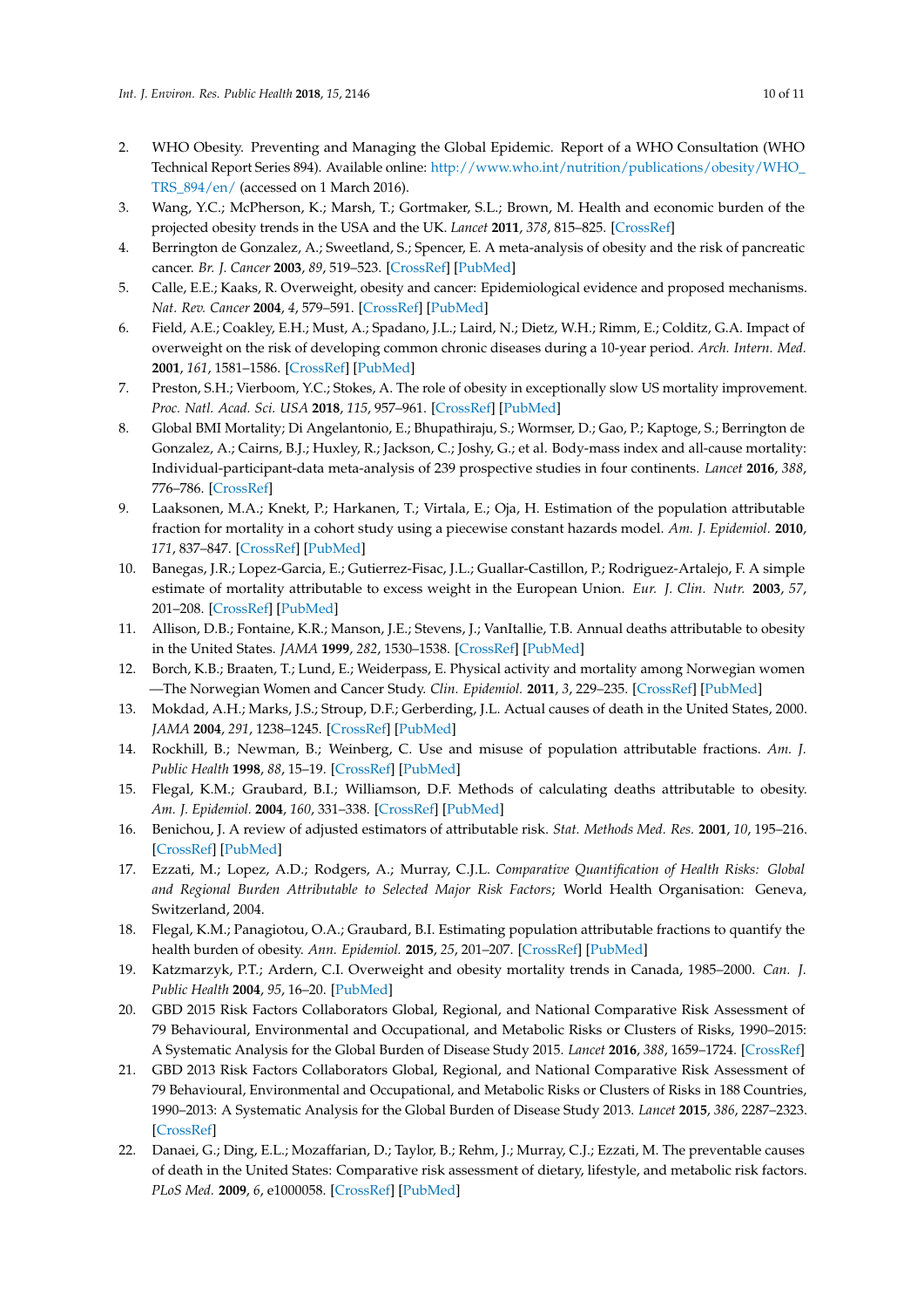2. WHO Obesity. Preventing and Managing the Global Epidemic. Report of a WHO Consultation (WHO Technical Report Series 894). Available online: http://www.who.int/nutrition/publications/obesity/WHO_TRS_894/en/ (accessed on 1 March 2016).
3. Wang, Y.C.; McPherson, K.; Marsh, T.; Gortmaker, S.L.; Brown, M. Health and economic burden of the projected obesity trends in the USA and the UK. *Lancet* **2011**, *378*, 815–825. [CrossRef]
4. Berrington de Gonzalez, A.; Sweetland, S.; Spencer, E. A meta-analysis of obesity and the risk of pancreatic cancer. *Br. J. Cancer* **2003**, *89*, 519–523. [CrossRef] [PubMed]
5. Calle, E.E.; Kaaks, R. Overweight, obesity and cancer: Epidemiological evidence and proposed mechanisms. *Nat. Rev. Cancer* **2004**, *4*, 579–591. [CrossRef] [PubMed]
6. Field, A.E.; Coakley, E.H.; Must, A.; Spadano, J.L.; Laird, N.; Dietz, W.H.; Rimm, E.; Colditz, G.A. Impact of overweight on the risk of developing common chronic diseases during a 10-year period. *Arch. Intern. Med.* **2001**, *161*, 1581–1586. [CrossRef] [PubMed]
7. Preston, S.H.; Vierboom, Y.C.; Stokes, A. The role of obesity in exceptionally slow US mortality improvement. *Proc. Natl. Acad. Sci. USA* **2018**, *115*, 957–961. [CrossRef] [PubMed]
8. Global BMI Mortality; Di Angelantonio, E.; Bhupathiraju, S.; Wormser, D.; Gao, P.; Kaptoge, S.; Berrington de Gonzalez, A.; Cairns, B.J.; Huxley, R.; Jackson, C.; Joshy, G.; et al. Body-mass index and all-cause mortality: Individual-participant-data meta-analysis of 239 prospective studies in four continents. *Lancet* **2016**, *388*, 776–786. [CrossRef]
9. Laaksonen, M.A.; Knekt, P.; Harkanen, T.; Virtala, E.; Oja, H. Estimation of the population attributable fraction for mortality in a cohort study using a piecewise constant hazards model. *Am. J. Epidemiol.* **2010**, *171*, 837–847. [CrossRef] [PubMed]
10. Banegas, J.R.; Lopez-Garcia, E.; Gutierrez-Fisac, J.L.; Guallar-Castillon, P.; Rodriguez-Artalejo, F. A simple estimate of mortality attributable to excess weight in the European Union. *Eur. J. Clin. Nutr.* **2003**, *57*, 201–208. [CrossRef] [PubMed]
11. Allison, D.B.; Fontaine, K.R.; Manson, J.E.; Stevens, J.; VanItallie, T.B. Annual deaths attributable to obesity in the United States. *JAMA* **1999**, *282*, 1530–1538. [CrossRef] [PubMed]
12. Borch, K.B.; Braaten, T.; Lund, E.; Weiderpass, E. Physical activity and mortality among Norwegian women —The Norwegian Women and Cancer Study. *Clin. Epidemiol.* **2011**, *3*, 229–235. [CrossRef] [PubMed]
13. Mokdad, A.H.; Marks, J.S.; Stroup, D.F.; Gerberding, J.L. Actual causes of death in the United States, 2000. *JAMA* **2004**, *291*, 1238–1245. [CrossRef] [PubMed]
14. Rockhill, B.; Newman, B.; Weinberg, C. Use and misuse of population attributable fractions. *Am. J. Public Health* **1998**, *88*, 15–19. [CrossRef] [PubMed]
15. Flegal, K.M.; Graubard, B.I.; Williamson, D.F. Methods of calculating deaths attributable to obesity. *Am. J. Epidemiol.* **2004**, *160*, 331–338. [CrossRef] [PubMed]
16. Benichou, J. A review of adjusted estimators of attributable risk. *Stat. Methods Med. Res.* **2001**, *10*, 195–216. [CrossRef] [PubMed]
17. Ezzati, M.; Lopez, A.D.; Rodgers, A.; Murray, C.J.L. *Comparative Quantification of Health Risks: Global and Regional Burden Attributable to Selected Major Risk Factors*; World Health Organisation: Geneva, Switzerland, 2004.
18. Flegal, K.M.; Panagiotou, O.A.; Graubard, B.I. Estimating population attributable fractions to quantify the health burden of obesity. *Ann. Epidemiol.* **2015**, *25*, 201–207. [CrossRef] [PubMed]
19. Katzmarzyk, P.T.; Ardern, C.I. Overweight and obesity mortality trends in Canada, 1985–2000. *Can. J. Public Health* **2004**, *95*, 16–20. [PubMed]
20. GBD 2015 Risk Factors Collaborators Global, Regional, and National Comparative Risk Assessment of 79 Behavioural, Environmental and Occupational, and Metabolic Risks or Clusters of Risks, 1990–2015: A Systematic Analysis for the Global Burden of Disease Study 2015. *Lancet* **2016**, *388*, 1659–1724. [CrossRef]
21. GBD 2013 Risk Factors Collaborators Global, Regional, and National Comparative Risk Assessment of 79 Behavioural, Environmental and Occupational, and Metabolic Risks or Clusters of Risks in 188 Countries, 1990–2013: A Systematic Analysis for the Global Burden of Disease Study 2013. *Lancet* **2015**, *386*, 2287–2323. [CrossRef]
22. Danaei, G.; Ding, E.L.; Mozaffarian, D.; Taylor, B.; Rehm, J.; Murray, C.J.; Ezzati, M. The preventable causes of death in the United States: Comparative risk assessment of dietary, lifestyle, and metabolic risk factors. *PLoS Med.* **2009**, *6*, e1000058. [CrossRef] [PubMed]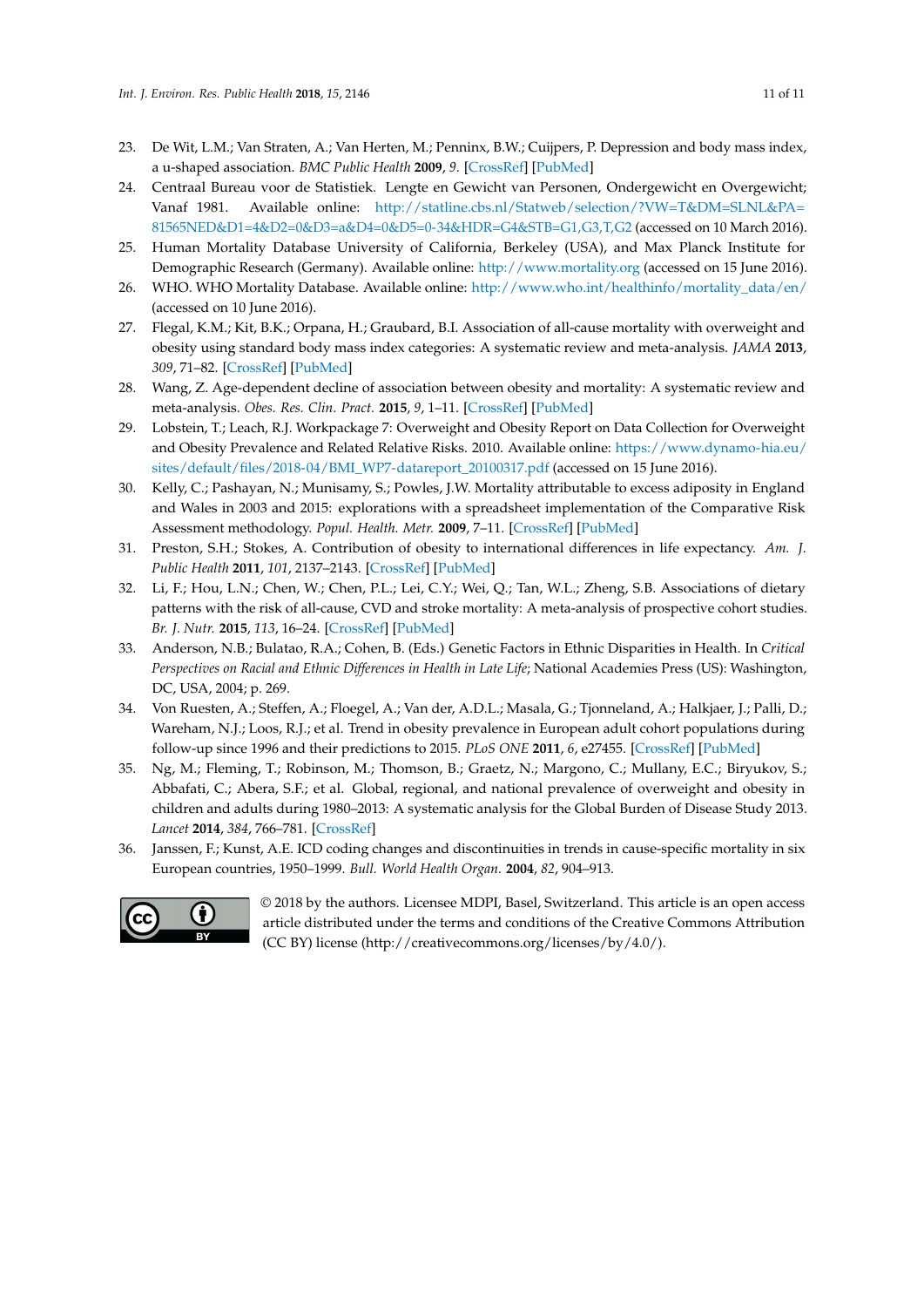23. De Wit, L.M.; Van Straten, A.; Van Herten, M.; Penninx, B.W.; Cuijpers, P. Depression and body mass index, a u-shaped association. *BMC Public Health* **2009**, *9*. [CrossRef] [PubMed]
24. Centraal Bureau voor de Statistiek. Lengte en Gewicht van Personen, Ondergewicht en Overgewicht; Vanaf 1981. Available online: http://statline.cbs.nl/Statweb/selection/?VW=T&DM=SLNL&PA=81565NED&D1=4&D2=0&D3=a&D4=0&D5=0-34&HDR=G4&STB=G1,G3,T,G2 (accessed on 10 March 2016).
25. Human Mortality Database University of California, Berkeley (USA), and Max Planck Institute for Demographic Research (Germany). Available online: http://www.mortality.org (accessed on 15 June 2016).
26. WHO. WHO Mortality Database. Available online: http://www.who.int/healthinfo/mortality_data/en/ (accessed on 10 June 2016).
27. Flegal, K.M.; Kit, B.K.; Orpana, H.; Graubard, B.I. Association of all-cause mortality with overweight and obesity using standard body mass index categories: A systematic review and meta-analysis. *JAMA* **2013**, *309*, 71–82. [CrossRef] [PubMed]
28. Wang, Z. Age-dependent decline of association between obesity and mortality: A systematic review and meta-analysis. *Obes. Res. Clin. Pract.* **2015**, *9*, 1–11. [CrossRef] [PubMed]
29. Lobstein, T.; Leach, R.J. Workpackage 7: Overweight and Obesity Report on Data Collection for Overweight and Obesity Prevalence and Related Relative Risks. 2010. Available online: https://www.dynamo-hia.eu/sites/default/files/2018-04/BMI_WP7-datareport_20100317.pdf (accessed on 15 June 2016).
30. Kelly, C.; Pashayan, N.; Munisamy, S.; Powles, J.W. Mortality attributable to excess adiposity in England and Wales in 2003 and 2015: explorations with a spreadsheet implementation of the Comparative Risk Assessment methodology. *Popul. Health. Metr.* **2009**, 7–11. [CrossRef] [PubMed]
31. Preston, S.H.; Stokes, A. Contribution of obesity to international differences in life expectancy. *Am. J. Public Health* **2011**, *101*, 2137–2143. [CrossRef] [PubMed]
32. Li, F.; Hou, L.N.; Chen, W.; Chen, P.L.; Lei, C.Y.; Wei, Q.; Tan, W.L.; Zheng, S.B. Associations of dietary patterns with the risk of all-cause, CVD and stroke mortality: A meta-analysis of prospective cohort studies. *Br. J. Nutr.* **2015**, *113*, 16–24. [CrossRef] [PubMed]
33. Anderson, N.B.; Bulatao, R.A.; Cohen, B. (Eds.) Genetic Factors in Ethnic Disparities in Health. In *Critical Perspectives on Racial and Ethnic Differences in Health in Late Life*; National Academies Press (US): Washington, DC, USA, 2004; p. 269.
34. Von Ruesten, A.; Steffen, A.; Floegel, A.; Van der, A.D.L.; Masala, G.; Tjonneland, A.; Halkjaer, J.; Palli, D.; Wareham, N.J.; Loos, R.J.; et al. Trend in obesity prevalence in European adult cohort populations during follow-up since 1996 and their predictions to 2015. *PLoS ONE* **2011**, *6*, e27455. [CrossRef] [PubMed]
35. Ng, M.; Fleming, T.; Robinson, M.; Thomson, B.; Graetz, N.; Margono, C.; Mullany, E.C.; Biryukov, S.; Abbafati, C.; Abera, S.F.; et al. Global, regional, and national prevalence of overweight and obesity in children and adults during 1980–2013: A systematic analysis for the Global Burden of Disease Study 2013. *Lancet* **2014**, *384*, 766–781. [CrossRef]
36. Janssen, F.; Kunst, A.E. ICD coding changes and discontinuities in trends in cause-specific mortality in six European countries, 1950–1999. *Bull. World Health Organ.* **2004**, *82*, 904–913.

© 2018 by the authors. Licensee MDPI, Basel, Switzerland. This article is an open access article distributed under the terms and conditions of the Creative Commons Attribution (CC BY) license (http://creativecommons.org/licenses/by/4.0/).